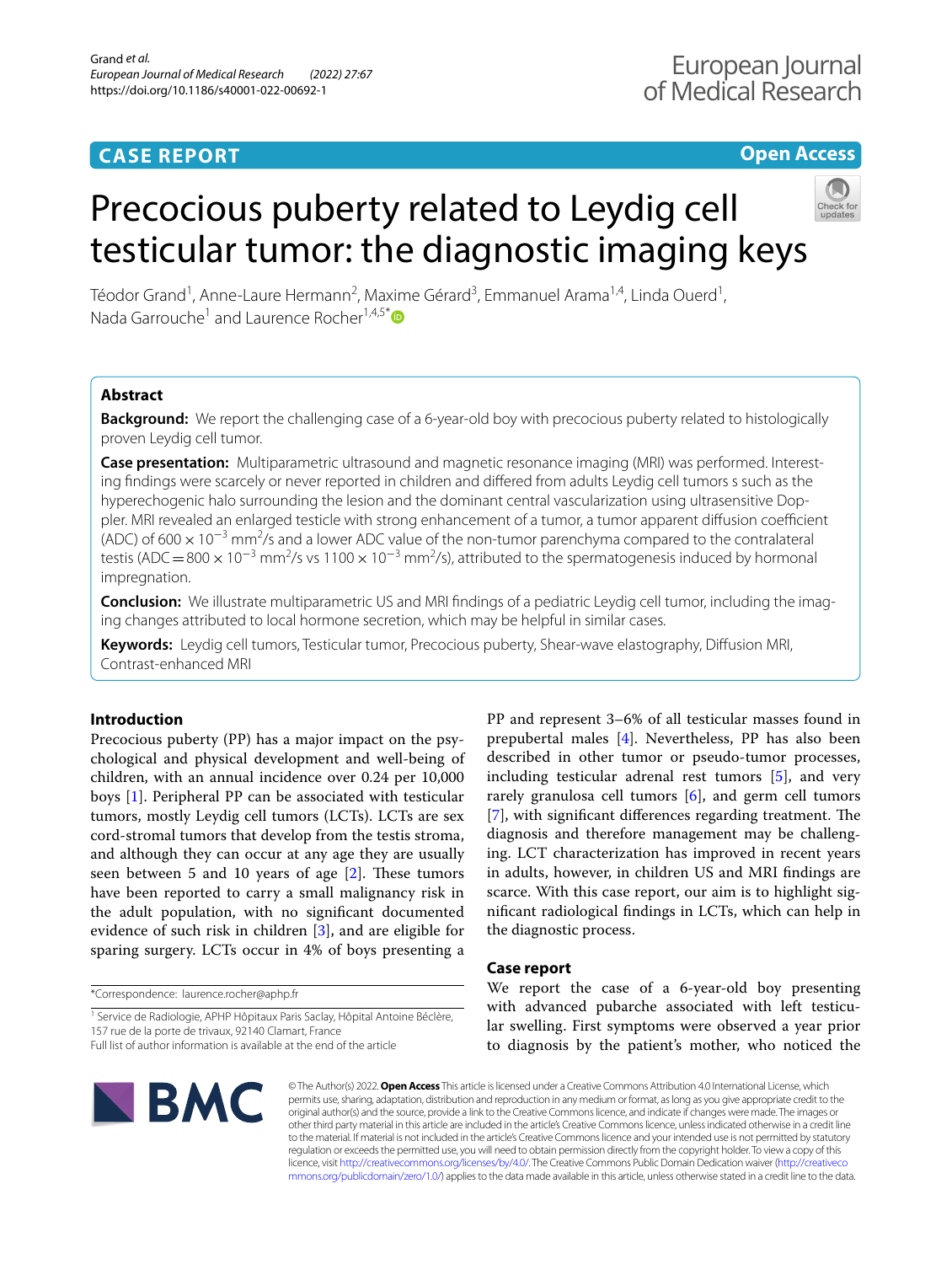CASE REPORT

Open Access

# Precocious puberty related to Leydig cell testicular tumor: the diagnostic imaging keys

Téodor Grand[1], Anne-Laure Hermann[2], Maxime Gérard[3], Emmanuel Arama[1,4], Linda Ouerd[1], Nada Garrouche[1] and Laurence Rocher[1,4,5*]

## Abstract

**Background:** We report the challenging case of a 6-year-old boy with precocious puberty related to histologically proven Leydig cell tumor.

**Case presentation:** Multiparametric ultrasound and magnetic resonance imaging (MRI) was performed. Interesting findings were scarcely or never reported in children and differed from adults Leydig cell tumors s such as the hyperechogenic halo surrounding the lesion and the dominant central vascularization using ultrasensitive Doppler. MRI revealed an enlarged testicle with strong enhancement of a tumor, a tumor apparent diffusion coefficient (ADC) of $600 \times 10^{-3}$ mm$^2$/s and a lower ADC value of the non-tumor parenchyma compared to the contralateral testis (ADC $= 800 \times 10^{-3}$ mm$^2$/s vs $1100 \times 10^{-3}$ mm$^2$/s), attributed to the spermatogenesis induced by hormonal impregnation.

**Conclusion:** We illustrate multiparametric US and MRI findings of a pediatric Leydig cell tumor, including the imaging changes attributed to local hormone secretion, which may be helpful in similar cases.

**Keywords:** Leydig cell tumors, Testicular tumor, Precocious puberty, Shear-wave elastography, Diffusion MRI, Contrast-enhanced MRI

## Introduction

Precocious puberty (PP) has a major impact on the psychological and physical development and well-being of children, with an annual incidence over 0.24 per 10,000 boys [1]. Peripheral PP can be associated with testicular tumors, mostly Leydig cell tumors (LCTs). LCTs are sex cord-stromal tumors that develop from the testis stroma, and although they can occur at any age they are usually seen between 5 and 10 years of age [2]. These tumors have been reported to carry a small malignancy risk in the adult population, with no significant documented evidence of such risk in children [3], and are eligible for sparing surgery. LCTs occur in 4% of boys presenting a PP and represent 3–6% of all testicular masses found in prepubertal males [4]. Nevertheless, PP has also been described in other tumor or pseudo-tumor processes, including testicular adrenal rest tumors [5], and very rarely granulosa cell tumors [6], and germ cell tumors [7], with significant differences regarding treatment. The diagnosis and therefore management may be challenging. LCT characterization has improved in recent years in adults, however, in children US and MRI findings are scarce. With this case report, our aim is to highlight significant radiological findings in LCTs, which can help in the diagnostic process.

## Case report

We report the case of a 6-year-old boy presenting with advanced pubarche associated with left testicular swelling. First symptoms were observed a year prior to diagnosis by the patient's mother, who noticed the

*Correspondence: laurence.rocher@aphp.fr

[1] Service de Radiologie, APHP Hôpitaux Paris Saclay, Hôpital Antoine Béclère, 157 rue de la porte de trivaux, 92140 Clamart, France

Full list of author information is available at the end of the article

© The Author(s) 2022. **Open Access** This article is licensed under a Creative Commons Attribution 4.0 International License, which permits use, sharing, adaptation, distribution and reproduction in any medium or format, as long as you give appropriate credit to the original author(s) and the source, provide a link to the Creative Commons licence, and indicate if changes were made. The images or other third party material in this article are included in the article's Creative Commons licence, unless indicated otherwise in a credit line to the material. If material is not included in the article's Creative Commons licence and your intended use is not permitted by statutory regulation or exceeds the permitted use, you will need to obtain permission directly from the copyright holder. To view a copy of this licence, visit http://creativecommons.org/licenses/by/4.0/. The Creative Commons Public Domain Dedication waiver (http://creativecommons.org/publicdomain/zero/1.0/) applies to the data made available in this article, unless otherwise stated in a credit line to the data.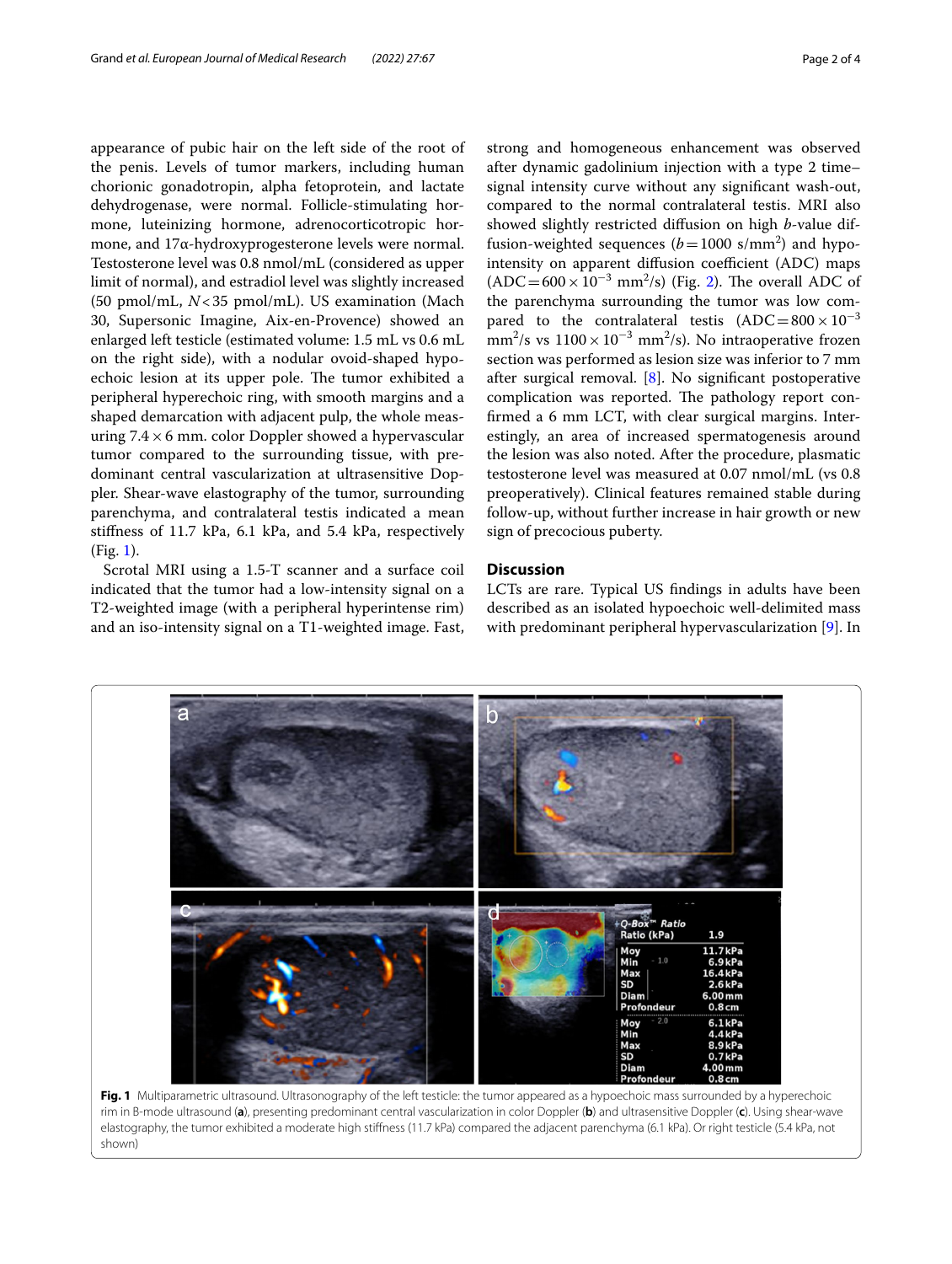appearance of pubic hair on the left side of the root of the penis. Levels of tumor markers, including human chorionic gonadotropin, alpha fetoprotein, and lactate dehydrogenase, were normal. Follicle-stimulating hormone, luteinizing hormone, adrenocorticotropic hormone, and 17α-hydroxyprogesterone levels were normal. Testosterone level was 0.8 nmol/mL (considered as upper limit of normal), and estradiol level was slightly increased (50 pmol/mL, $N < 35$ pmol/mL). US examination (Mach 30, Supersonic Imagine, Aix-en-Provence) showed an enlarged left testicle (estimated volume: 1.5 mL vs 0.6 mL on the right side), with a nodular ovoid-shaped hypoechoic lesion at its upper pole. The tumor exhibited a peripheral hyperechoic ring, with smooth margins and a shaped demarcation with adjacent pulp, the whole measuring $7.4 \times 6$ mm. color Doppler showed a hypervascular tumor compared to the surrounding tissue, with predominant central vascularization at ultrasensitive Doppler. Shear-wave elastography of the tumor, surrounding parenchyma, and contralateral testis indicated a mean stiffness of 11.7 kPa, 6.1 kPa, and 5.4 kPa, respectively (Fig. 1).

Scrotal MRI using a 1.5-T scanner and a surface coil indicated that the tumor had a low-intensity signal on a T2-weighted image (with a peripheral hyperintense rim) and an iso-intensity signal on a T1-weighted image. Fast, strong and homogeneous enhancement was observed after dynamic gadolinium injection with a type 2 time–signal intensity curve without any significant wash-out, compared to the normal contralateral testis. MRI also showed slightly restricted diffusion on high *b*-value diffusion-weighted sequences ($b = 1000$ s/mm$^2$) and hypointensity on apparent diffusion coefficient (ADC) maps ($\text{ADC} = 600 \times 10^{-3}$ mm$^2$/s) (Fig. 2). The overall ADC of the parenchyma surrounding the tumor was low compared to the contralateral testis ($\text{ADC} = 800 \times 10^{-3}$ mm$^2$/s vs $1100 \times 10^{-3}$ mm$^2$/s). No intraoperative frozen section was performed as lesion size was inferior to 7 mm after surgical removal. [8]. No significant postoperative complication was reported. The pathology report confirmed a 6 mm LCT, with clear surgical margins. Interestingly, an area of increased spermatogenesis around the lesion was also noted. After the procedure, plasmatic testosterone level was measured at 0.07 nmol/mL (vs 0.8 preoperatively). Clinical features remained stable during follow-up, without further increase in hair growth or new sign of precocious puberty.

## Discussion

LCTs are rare. Typical US findings in adults have been described as an isolated hypoechoic well-delimited mass with predominant peripheral hypervascularization [9]. In

**Fig. 1** Multiparametric ultrasound. Ultrasonography of the left testicle: the tumor appeared as a hypoechoic mass surrounded by a hyperechoic rim in B-mode ultrasound (**a**), presenting predominant central vascularization in color Doppler (**b**) and ultrasensitive Doppler (**c**). Using shear-wave elastography, the tumor exhibited a moderate high stiffness (11.7 kPa) compared the adjacent parenchyma (6.1 kPa). Or right testicle (5.4 kPa, not shown)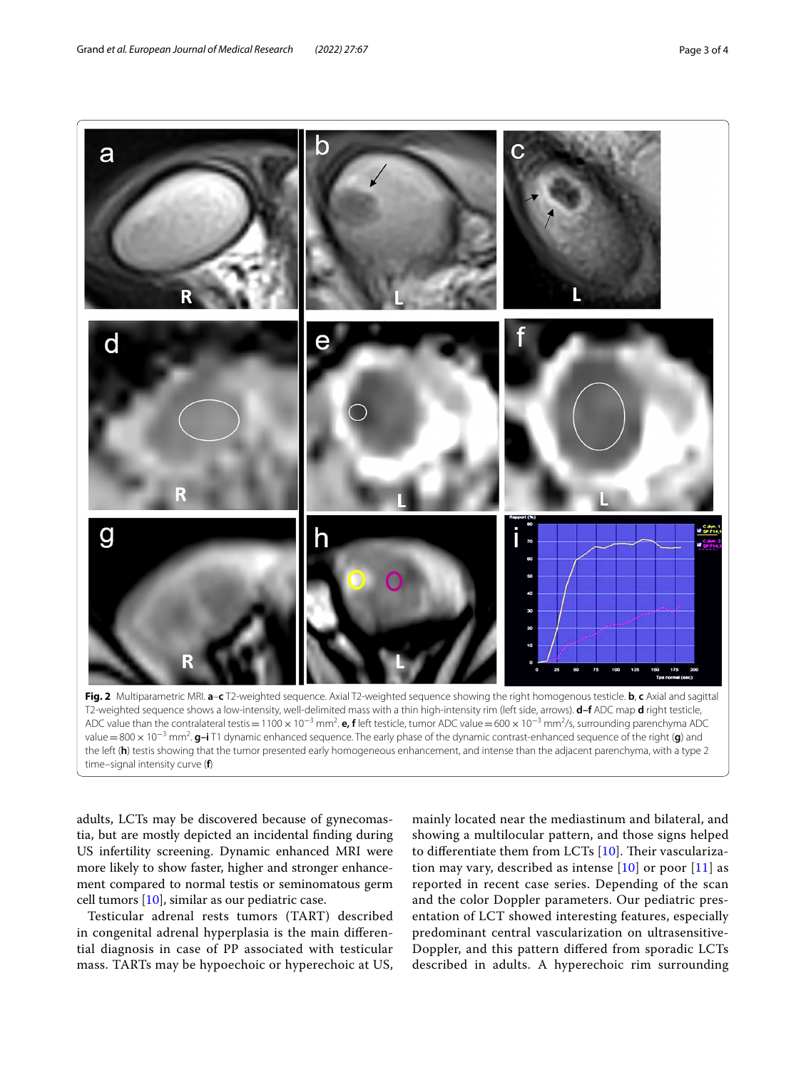**Fig. 2** Multiparametric MRI. **a–c** T2-weighted sequence. Axial T2-weighted sequence showing the right homogenous testicle. **b, c** Axial and sagittal T2-weighted sequence shows a low-intensity, well-delimited mass with a thin high-intensity rim (left side, arrows). **d–f** ADC map **d** right testicle, ADC value than the contralateral testis = $1100 \times 10^{-3}$ mm$^2$. **e, f** left testicle, tumor ADC value = $600 \times 10^{-3}$ mm$^2$/s, surrounding parenchyma ADC value = $800 \times 10^{-3}$ mm$^2$. **g–i** T1 dynamic enhanced sequence. The early phase of the dynamic contrast-enhanced sequence of the right (**g**) and the left (**h**) testis showing that the tumor presented early homogeneous enhancement, and intense than the adjacent parenchyma, with a type 2 time–signal intensity curve (**f**)

adults, LCTs may be discovered because of gynecomastia, but are mostly depicted an incidental finding during US infertility screening. Dynamic enhanced MRI were more likely to show faster, higher and stronger enhancement compared to normal testis or seminomatous germ cell tumors [10], similar as our pediatric case.

Testicular adrenal rests tumors (TART) described in congenital adrenal hyperplasia is the main differential diagnosis in case of PP associated with testicular mass. TARTs may be hypoechoic or hyperechoic at US, mainly located near the mediastinum and bilateral, and showing a multilocular pattern, and those signs helped to differentiate them from LCTs [10]. Their vascularization may vary, described as intense [10] or poor [11] as reported in recent case series. Depending of the scan and the color Doppler parameters. Our pediatric presentation of LCT showed interesting features, especially predominant central vascularization on ultrasensitive-Doppler, and this pattern differed from sporadic LCTs described in adults. A hyperechoic rim surrounding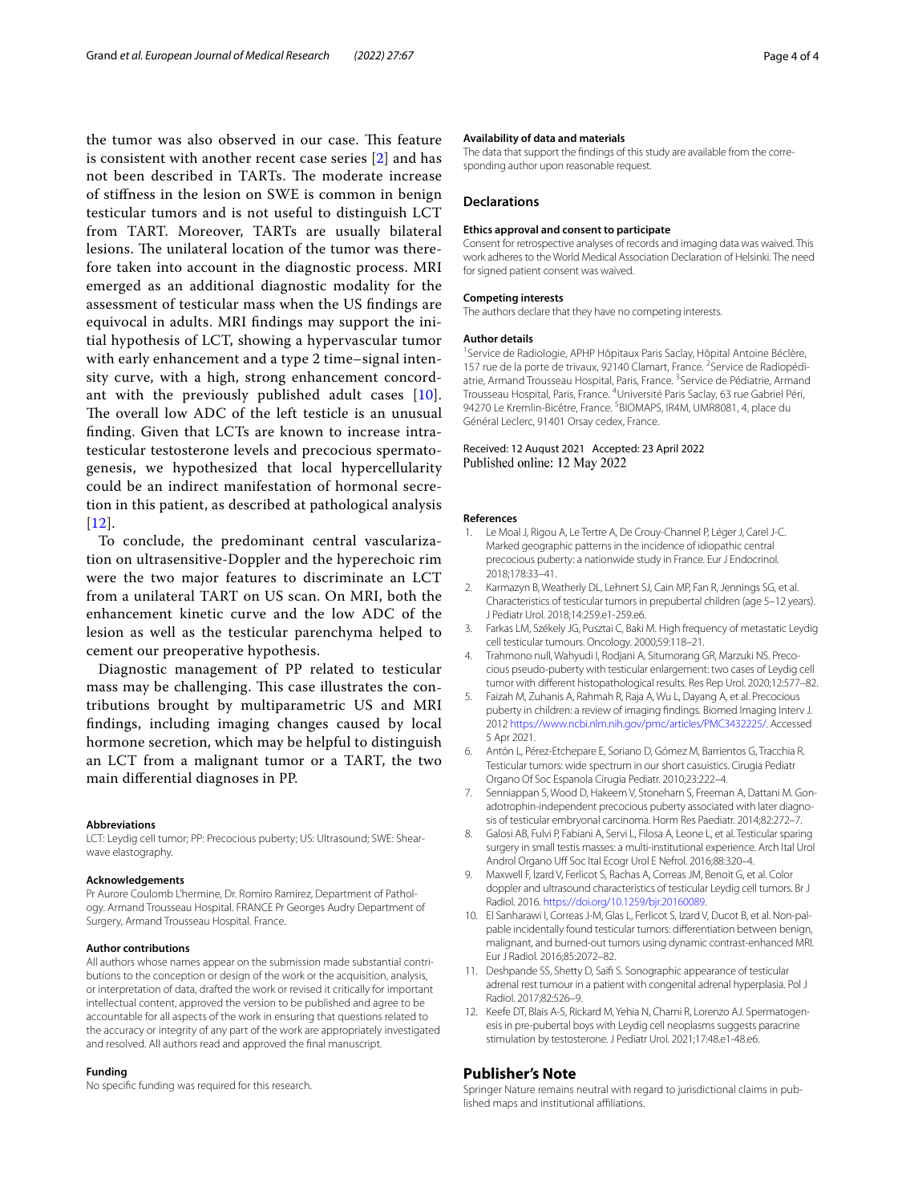the tumor was also observed in our case. This feature is consistent with another recent case series [2] and has not been described in TARTs. The moderate increase of stiffness in the lesion on SWE is common in benign testicular tumors and is not useful to distinguish LCT from TART. Moreover, TARTs are usually bilateral lesions. The unilateral location of the tumor was therefore taken into account in the diagnostic process. MRI emerged as an additional diagnostic modality for the assessment of testicular mass when the US findings are equivocal in adults. MRI findings may support the initial hypothesis of LCT, showing a hypervascular tumor with early enhancement and a type 2 time–signal intensity curve, with a high, strong enhancement concordant with the previously published adult cases [10]. The overall low ADC of the left testicle is an unusual finding. Given that LCTs are known to increase intratesticular testosterone levels and precocious spermatogenesis, we hypothesized that local hypercellularity could be an indirect manifestation of hormonal secretion in this patient, as described at pathological analysis [12].

To conclude, the predominant central vascularization on ultrasensitive-Doppler and the hyperechoic rim were the two major features to discriminate an LCT from a unilateral TART on US scan. On MRI, both the enhancement kinetic curve and the low ADC of the lesion as well as the testicular parenchyma helped to cement our preoperative hypothesis.

Diagnostic management of PP related to testicular mass may be challenging. This case illustrates the contributions brought by multiparametric US and MRI findings, including imaging changes caused by local hormone secretion, which may be helpful to distinguish an LCT from a malignant tumor or a TART, the two main differential diagnoses in PP.

#### Abbreviations

LCT: Leydig cell tumor; PP: Precocious puberty; US: Ultrasound; SWE: Shear-wave elastography.

#### Acknowledgements

Pr Aurore Coulomb L'hermine, Dr. Romiro Ramirez, Department of Pathology. Armand Trousseau Hospital. FRANCE Pr Georges Audry Department of Surgery, Armand Trousseau Hospital. France.

#### Author contributions

All authors whose names appear on the submission made substantial contributions to the conception or design of the work or the acquisition, analysis, or interpretation of data, drafted the work or revised it critically for important intellectual content, approved the version to be published and agree to be accountable for all aspects of the work in ensuring that questions related to the accuracy or integrity of any part of the work are appropriately investigated and resolved. All authors read and approved the final manuscript.

#### Funding

No specific funding was required for this research.

#### Availability of data and materials

The data that support the findings of this study are available from the corresponding author upon reasonable request.

### Declarations

#### Ethics approval and consent to participate

Consent for retrospective analyses of records and imaging data was waived. This work adheres to the World Medical Association Declaration of Helsinki. The need for signed patient consent was waived.

#### Competing interests

The authors declare that they have no competing interests.

#### Author details

[1]Service de Radiologie, APHP Hôpitaux Paris Saclay, Hôpital Antoine Béclère, 157 rue de la porte de trivaux, 92140 Clamart, France. [2]Service de Radiopédiatrie, Armand Trousseau Hospital, Paris, France. [3]Service de Pédiatrie, Armand Trousseau Hospital, Paris, France. [4]Université Paris Saclay, 63 rue Gabriel Péri, 94270 Le Kremlin-Bicêtre, France. [5]BIOMAPS, IR4M, UMR8081, 4, place du Général Leclerc, 91401 Orsay cedex, France.

Received: 12 August 2021 Accepted: 23 April 2022
Published online: 12 May 2022

#### References

1. Le Moal J, Rigou A, Le Tertre A, De Crouy-Channel P, Léger J, Carel J-C. Marked geographic patterns in the incidence of idiopathic central precocious puberty: a nationwide study in France. Eur J Endocrinol. 2018;178:33–41.
2. Karmazyn B, Weatherly DL, Lehnert SJ, Cain MP, Fan R, Jennings SG, et al. Characteristics of testicular tumors in prepubertal children (age 5–12 years). J Pediatr Urol. 2018;14:259.e1-259.e6.
3. Farkas LM, Székely JG, Pusztai C, Baki M. High frequency of metastatic Leydig cell testicular tumours. Oncology. 2000;59:118–21.
4. Trahmono null, Wahyudi I, Rodjani A, Situmorang GR, Marzuki NS. Precocious pseudo-puberty with testicular enlargement: two cases of Leydig cell tumor with different histopathological results. Res Rep Urol. 2020;12:577–82.
5. Faizah M, Zuhanis A, Rahmah R, Raja A, Wu L, Dayang A, et al. Precocious puberty in children: a review of imaging findings. Biomed Imaging Interv J. 2012 https://www.ncbi.nlm.nih.gov/pmc/articles/PMC3432225/. Accessed 5 Apr 2021.
6. Antón L, Pérez-Etchepare E, Soriano D, Gómez M, Barrientos G, Tracchia R. Testicular tumors: wide spectrum in our short casuistics. Cirugia Pediatr Organo Of Soc Espanola Cirugia Pediatr. 2010;23:222–4.
7. Senniappan S, Wood D, Hakeem V, Stoneham S, Freeman A, Dattani M. Gonadotrophin-independent precocious puberty associated with later diagnosis of testicular embryonal carcinoma. Horm Res Paediatr. 2014;82:272–7.
8. Galosi AB, Fulvi P, Fabiani A, Servi L, Filosa A, Leone L, et al. Testicular sparing surgery in small testis masses: a multi-institutional experience. Arch Ital Urol Androl Organo Uff Soc Ital Ecogr Urol E Nefrol. 2016;88:320–4.
9. Maxwell F, Izard V, Ferlicot S, Rachas A, Correas JM, Benoit G, et al. Color doppler and ultrasound characteristics of testicular Leydig cell tumors. Br J Radiol. 2016. https://doi.org/10.1259/bjr.20160089.
10. El Sanharawi I, Correas J-M, Glas L, Ferlicot S, Izard V, Ducot B, et al. Non-palpable incidentally found testicular tumors: differentiation between benign, malignant, and burned-out tumors using dynamic contrast-enhanced MRI. Eur J Radiol. 2016;85:2072–82.
11. Deshpande SS, Shetty D, Saifi S. Sonographic appearance of testicular adrenal rest tumour in a patient with congenital adrenal hyperplasia. Pol J Radiol. 2017;82:526–9.
12. Keefe DT, Blais A-S, Rickard M, Yehia N, Chami R, Lorenzo AJ. Spermatogenesis in pre-pubertal boys with Leydig cell neoplasms suggests paracrine stimulation by testosterone. J Pediatr Urol. 2021;17:48.e1-48.e6.

## Publisher's Note

Springer Nature remains neutral with regard to jurisdictional claims in published maps and institutional affiliations.